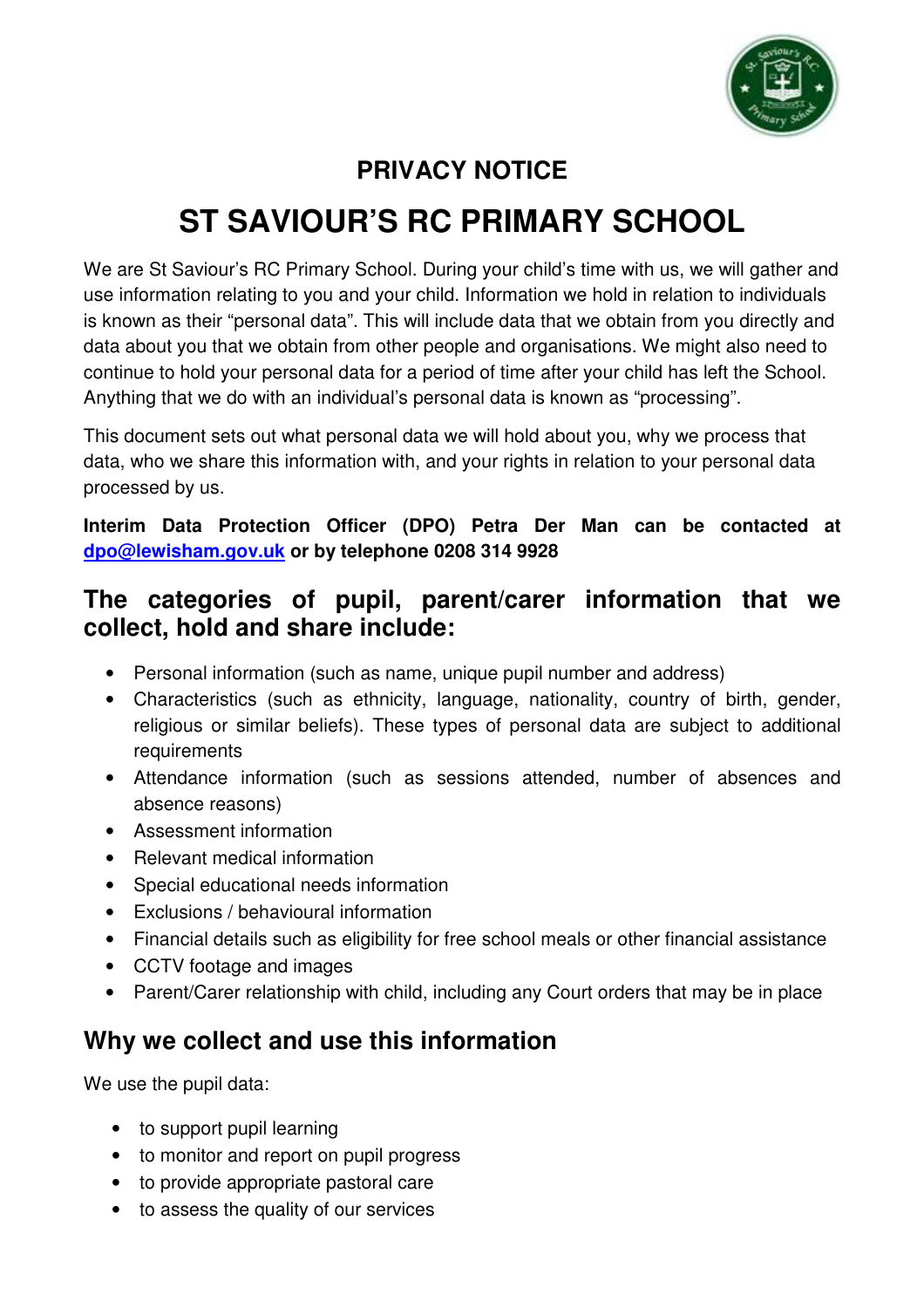# PRIVACY NOTICE

# ST SAVIOUR'S RC PRIMARY SCHOOL

We are St Saviour's RC Primary School. During your child's time with us, we will gather and use information relating to you and your child. Information we hold in relation to individuals is known as their "personal data". This will include data that we obtain from you directly and data about you that we obtain from other people and organisations. We might also need to continue to hold your personal data for a period of time after your child has left the School. Anything that we do with an individual's personal data is known as "processing".

This document sets out what personal data we will hold about you, why we process that data, who we share this information with, and your rights in relation to your personal data processed by us.

**Interim Data Protection Officer (DPO) Petra Der Man can be contacted at [dpo@lewisham.gov.uk](mailto:dpo@lewisham.gov.uk) or by telephone 0208 314 9928**

## The categories of pupil, parent/carer information that we collect, hold and share include:

- Personal information (such as name, unique pupil number and address)
- Characteristics (such as ethnicity, language, nationality, country of birth, gender, religious or similar beliefs). These types of personal data are subject to additional requirements
- Attendance information (such as sessions attended, number of absences and absence reasons)
- Assessment information
- Relevant medical information
- Special educational needs information
- Exclusions / behavioural information
- Financial details such as eligibility for free school meals or other financial assistance
- CCTV footage and images
- Parent/Carer relationship with child, including any Court orders that may be in place

## Why we collect and use this information

We use the pupil data:

- to support pupil learning
- to monitor and report on pupil progress
- to provide appropriate pastoral care
- to assess the quality of our services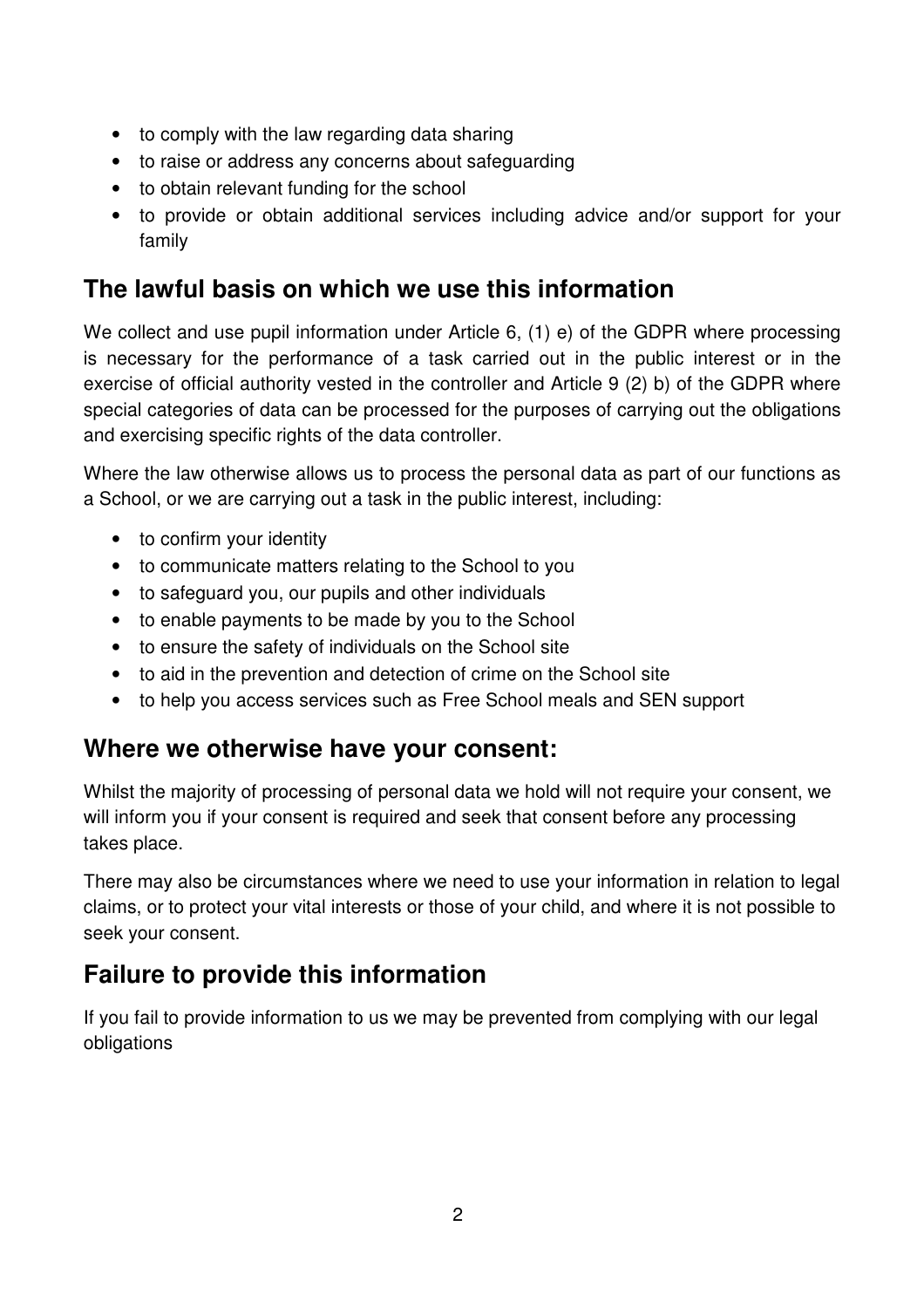- to comply with the law regarding data sharing
- to raise or address any concerns about safeguarding
- to obtain relevant funding for the school
- to provide or obtain additional services including advice and/or support for your family

## The lawful basis on which we use this information

We collect and use pupil information under Article 6, (1) e) of the GDPR where processing is necessary for the performance of a task carried out in the public interest or in the exercise of official authority vested in the controller and Article 9 (2) b) of the GDPR where special categories of data can be processed for the purposes of carrying out the obligations and exercising specific rights of the data controller.

Where the law otherwise allows us to process the personal data as part of our functions as a School, or we are carrying out a task in the public interest, including:

- to confirm your identity
- to communicate matters relating to the School to you
- to safeguard you, our pupils and other individuals
- to enable payments to be made by you to the School
- to ensure the safety of individuals on the School site
- to aid in the prevention and detection of crime on the School site
- to help you access services such as Free School meals and SEN support

## Where we otherwise have your consent:

Whilst the majority of processing of personal data we hold will not require your consent, we will inform you if your consent is required and seek that consent before any processing takes place.

There may also be circumstances where we need to use your information in relation to legal claims, or to protect your vital interests or those of your child, and where it is not possible to seek your consent.

## Failure to provide this information

If you fail to provide information to us we may be prevented from complying with our legal obligations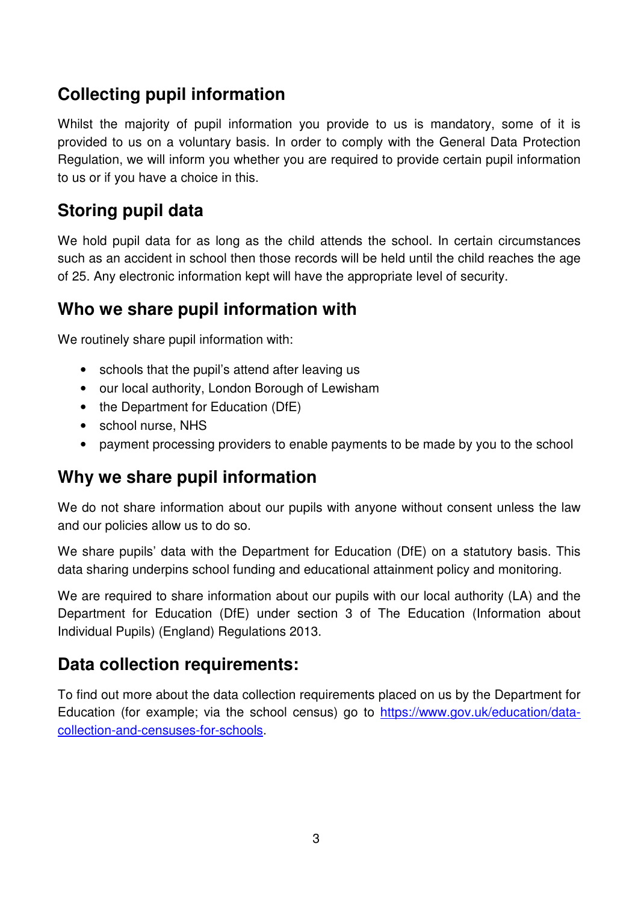## Collecting pupil information

Whilst the majority of pupil information you provide to us is mandatory, some of it is provided to us on a voluntary basis. In order to comply with the General Data Protection Regulation, we will inform you whether you are required to provide certain pupil information to us or if you have a choice in this.

## Storing pupil data

We hold pupil data for as long as the child attends the school. In certain circumstances such as an accident in school then those records will be held until the child reaches the age of 25. Any electronic information kept will have the appropriate level of security.

## Who we share pupil information with

We routinely share pupil information with:

- schools that the pupil's attend after leaving us
- our local authority, London Borough of Lewisham
- the Department for Education (DfE)
- school nurse, NHS
- payment processing providers to enable payments to be made by you to the school

## Why we share pupil information

We do not share information about our pupils with anyone without consent unless the law and our policies allow us to do so.

We share pupils' data with the Department for Education (DfE) on a statutory basis. This data sharing underpins school funding and educational attainment policy and monitoring.

We are required to share information about our pupils with our local authority (LA) and the Department for Education (DfE) under section 3 of The Education (Information about Individual Pupils) (England) Regulations 2013.

## Data collection requirements:

To find out more about the data collection requirements placed on us by the Department for Education (for example; via the school census) go to [https://www.gov.uk/education/data-collection-and-censuses-for-schools](https://www.gov.uk/education/data-collection-and-censuses-for-schools).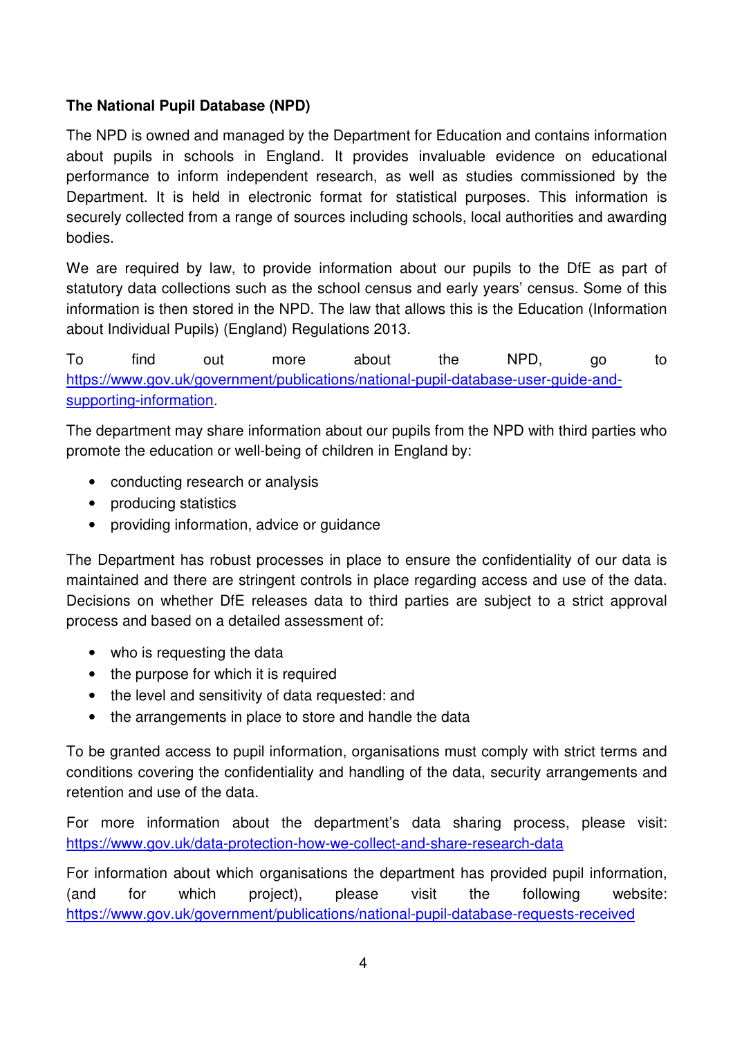**The National Pupil Database (NPD)**

The NPD is owned and managed by the Department for Education and contains information about pupils in schools in England. It provides invaluable evidence on educational performance to inform independent research, as well as studies commissioned by the Department. It is held in electronic format for statistical purposes. This information is securely collected from a range of sources including schools, local authorities and awarding bodies.

We are required by law, to provide information about our pupils to the DfE as part of statutory data collections such as the school census and early years' census. Some of this information is then stored in the NPD. The law that allows this is the Education (Information about Individual Pupils) (England) Regulations 2013.

To find out more about the NPD, go to https://www.gov.uk/government/publications/national-pupil-database-user-guide-and-supporting-information.

The department may share information about our pupils from the NPD with third parties who promote the education or well-being of children in England by:

- conducting research or analysis
- producing statistics
- providing information, advice or guidance

The Department has robust processes in place to ensure the confidentiality of our data is maintained and there are stringent controls in place regarding access and use of the data. Decisions on whether DfE releases data to third parties are subject to a strict approval process and based on a detailed assessment of:

- who is requesting the data
- the purpose for which it is required
- the level and sensitivity of data requested: and
- the arrangements in place to store and handle the data

To be granted access to pupil information, organisations must comply with strict terms and conditions covering the confidentiality and handling of the data, security arrangements and retention and use of the data.

For more information about the department's data sharing process, please visit: https://www.gov.uk/data-protection-how-we-collect-and-share-research-data

For information about which organisations the department has provided pupil information, (and for which project), please visit the following website: https://www.gov.uk/government/publications/national-pupil-database-requests-received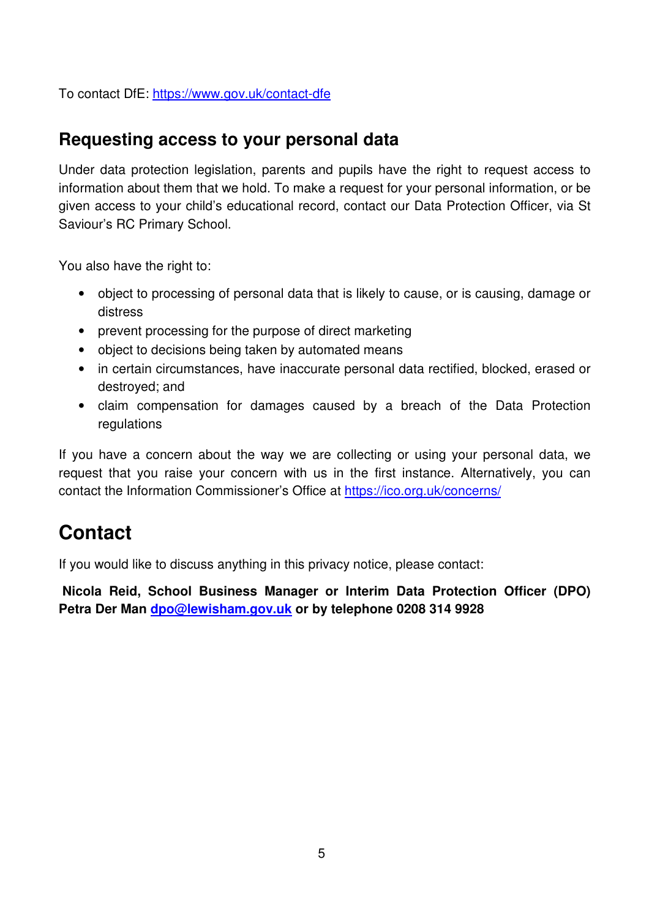To contact DfE: https://www.gov.uk/contact-dfe

## Requesting access to your personal data

Under data protection legislation, parents and pupils have the right to request access to information about them that we hold. To make a request for your personal information, or be given access to your child's educational record, contact our Data Protection Officer, via St Saviour's RC Primary School.

You also have the right to:

- object to processing of personal data that is likely to cause, or is causing, damage or distress
- prevent processing for the purpose of direct marketing
- object to decisions being taken by automated means
- in certain circumstances, have inaccurate personal data rectified, blocked, erased or destroyed; and
- claim compensation for damages caused by a breach of the Data Protection regulations

If you have a concern about the way we are collecting or using your personal data, we request that you raise your concern with us in the first instance. Alternatively, you can contact the Information Commissioner's Office at https://ico.org.uk/concerns/

# Contact

If you would like to discuss anything in this privacy notice, please contact:

**Nicola Reid, School Business Manager or Interim Data Protection Officer (DPO) Petra Der Man dpo@lewisham.gov.uk or by telephone 0208 314 9928**